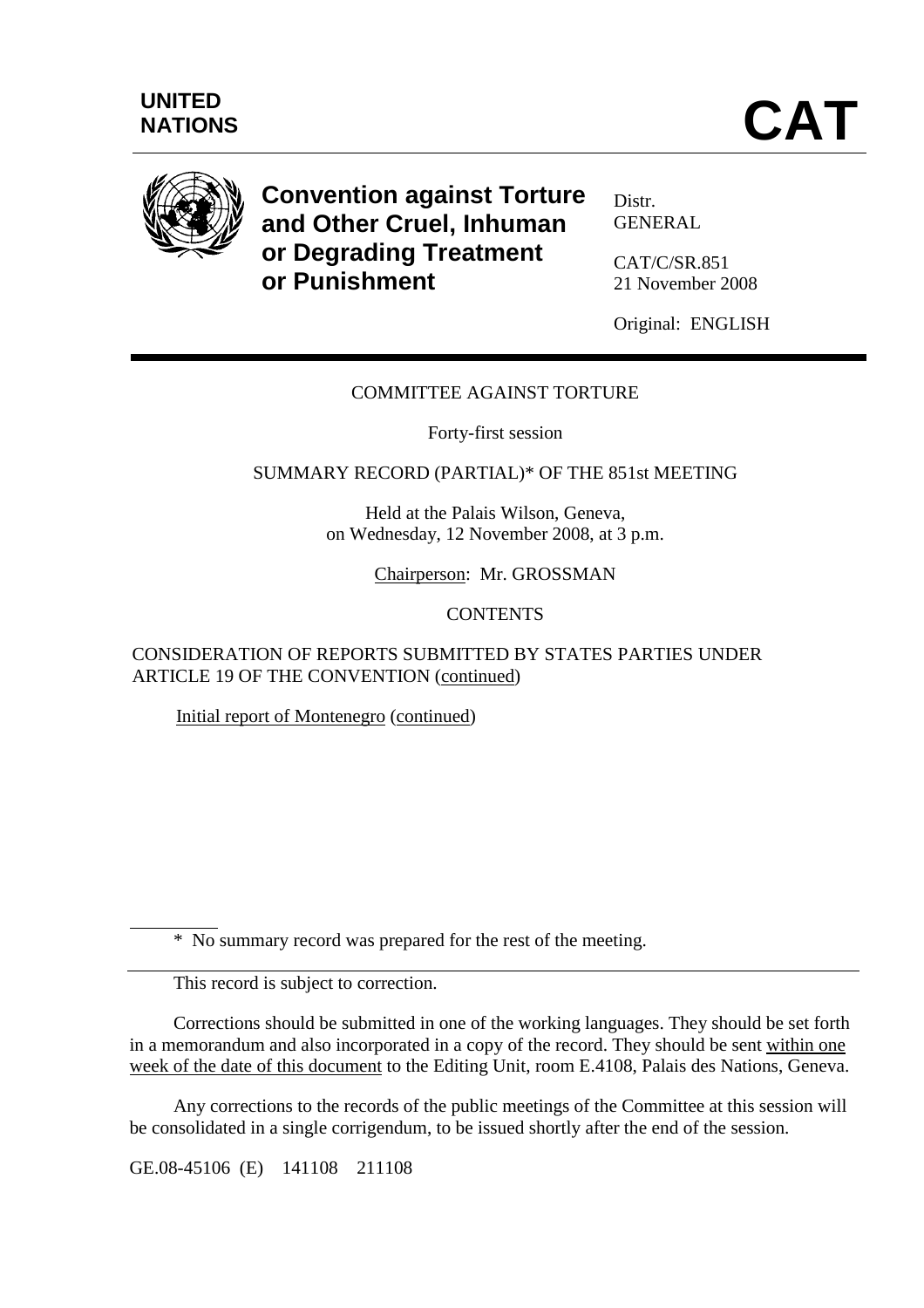UNITED NATIONS

# CAT

**Convention against Torture and Other Cruel, Inhuman or Degrading Treatment or Punishment**

Distr.
GENERAL

CAT/C/SR.851
21 November 2008

Original: ENGLISH

COMMITTEE AGAINST TORTURE

Forty-first session

SUMMARY RECORD (PARTIAL)* OF THE 851st MEETING

Held at the Palais Wilson, Geneva,
on Wednesday, 12 November 2008, at 3 p.m.

Chairperson: Mr. GROSSMAN

CONTENTS

CONSIDERATION OF REPORTS SUBMITTED BY STATES PARTIES UNDER ARTICLE 19 OF THE CONVENTION (continued)

Initial report of Montenegro (continued)

---

\* No summary record was prepared for the rest of the meeting.

---

This record is subject to correction.

Corrections should be submitted in one of the working languages. They should be set forth in a memorandum and also incorporated in a copy of the record. They should be sent within one week of the date of this document to the Editing Unit, room E.4108, Palais des Nations, Geneva.

Any corrections to the records of the public meetings of the Committee at this session will be consolidated in a single corrigendum, to be issued shortly after the end of the session.

GE.08-45106 (E) 141108 211108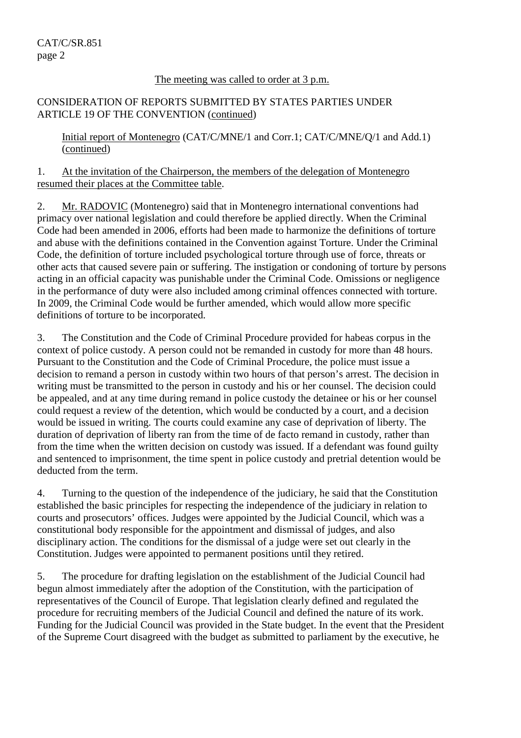The meeting was called to order at 3 p.m.

CONSIDERATION OF REPORTS SUBMITTED BY STATES PARTIES UNDER ARTICLE 19 OF THE CONVENTION (continued)

Initial report of Montenegro (CAT/C/MNE/1 and Corr.1; CAT/C/MNE/Q/1 and Add.1) (continued)

1. At the invitation of the Chairperson, the members of the delegation of Montenegro resumed their places at the Committee table.

2. Mr. RADOVIC (Montenegro) said that in Montenegro international conventions had primacy over national legislation and could therefore be applied directly. When the Criminal Code had been amended in 2006, efforts had been made to harmonize the definitions of torture and abuse with the definitions contained in the Convention against Torture. Under the Criminal Code, the definition of torture included psychological torture through use of force, threats or other acts that caused severe pain or suffering. The instigation or condoning of torture by persons acting in an official capacity was punishable under the Criminal Code. Omissions or negligence in the performance of duty were also included among criminal offences connected with torture. In 2009, the Criminal Code would be further amended, which would allow more specific definitions of torture to be incorporated.

3. The Constitution and the Code of Criminal Procedure provided for habeas corpus in the context of police custody. A person could not be remanded in custody for more than 48 hours. Pursuant to the Constitution and the Code of Criminal Procedure, the police must issue a decision to remand a person in custody within two hours of that person's arrest. The decision in writing must be transmitted to the person in custody and his or her counsel. The decision could be appealed, and at any time during remand in police custody the detainee or his or her counsel could request a review of the detention, which would be conducted by a court, and a decision would be issued in writing. The courts could examine any case of deprivation of liberty. The duration of deprivation of liberty ran from the time of de facto remand in custody, rather than from the time when the written decision on custody was issued. If a defendant was found guilty and sentenced to imprisonment, the time spent in police custody and pretrial detention would be deducted from the term.

4. Turning to the question of the independence of the judiciary, he said that the Constitution established the basic principles for respecting the independence of the judiciary in relation to courts and prosecutors' offices. Judges were appointed by the Judicial Council, which was a constitutional body responsible for the appointment and dismissal of judges, and also disciplinary action. The conditions for the dismissal of a judge were set out clearly in the Constitution. Judges were appointed to permanent positions until they retired.

5. The procedure for drafting legislation on the establishment of the Judicial Council had begun almost immediately after the adoption of the Constitution, with the participation of representatives of the Council of Europe. That legislation clearly defined and regulated the procedure for recruiting members of the Judicial Council and defined the nature of its work. Funding for the Judicial Council was provided in the State budget. In the event that the President of the Supreme Court disagreed with the budget as submitted to parliament by the executive, he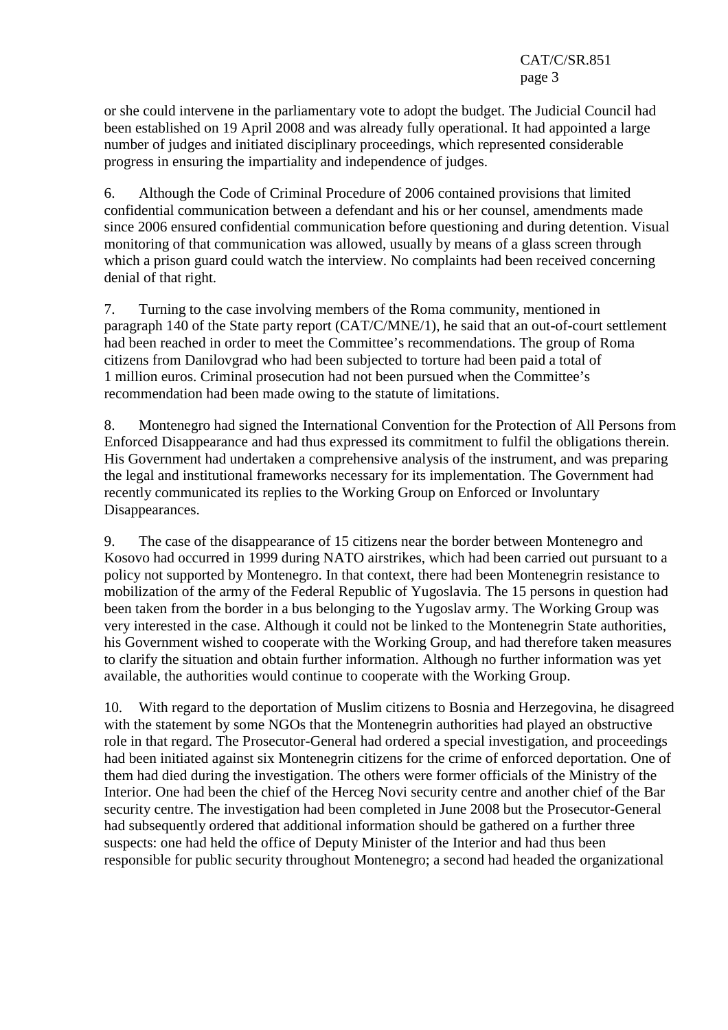or she could intervene in the parliamentary vote to adopt the budget. The Judicial Council had been established on 19 April 2008 and was already fully operational. It had appointed a large number of judges and initiated disciplinary proceedings, which represented considerable progress in ensuring the impartiality and independence of judges.

6. Although the Code of Criminal Procedure of 2006 contained provisions that limited confidential communication between a defendant and his or her counsel, amendments made since 2006 ensured confidential communication before questioning and during detention. Visual monitoring of that communication was allowed, usually by means of a glass screen through which a prison guard could watch the interview. No complaints had been received concerning denial of that right.

7. Turning to the case involving members of the Roma community, mentioned in paragraph 140 of the State party report (CAT/C/MNE/1), he said that an out-of-court settlement had been reached in order to meet the Committee's recommendations. The group of Roma citizens from Danilovgrad who had been subjected to torture had been paid a total of 1 million euros. Criminal prosecution had not been pursued when the Committee's recommendation had been made owing to the statute of limitations.

8. Montenegro had signed the International Convention for the Protection of All Persons from Enforced Disappearance and had thus expressed its commitment to fulfil the obligations therein. His Government had undertaken a comprehensive analysis of the instrument, and was preparing the legal and institutional frameworks necessary for its implementation. The Government had recently communicated its replies to the Working Group on Enforced or Involuntary Disappearances.

9. The case of the disappearance of 15 citizens near the border between Montenegro and Kosovo had occurred in 1999 during NATO airstrikes, which had been carried out pursuant to a policy not supported by Montenegro. In that context, there had been Montenegrin resistance to mobilization of the army of the Federal Republic of Yugoslavia. The 15 persons in question had been taken from the border in a bus belonging to the Yugoslav army. The Working Group was very interested in the case. Although it could not be linked to the Montenegrin State authorities, his Government wished to cooperate with the Working Group, and had therefore taken measures to clarify the situation and obtain further information. Although no further information was yet available, the authorities would continue to cooperate with the Working Group.

10. With regard to the deportation of Muslim citizens to Bosnia and Herzegovina, he disagreed with the statement by some NGOs that the Montenegrin authorities had played an obstructive role in that regard. The Prosecutor-General had ordered a special investigation, and proceedings had been initiated against six Montenegrin citizens for the crime of enforced deportation. One of them had died during the investigation. The others were former officials of the Ministry of the Interior. One had been the chief of the Herceg Novi security centre and another chief of the Bar security centre. The investigation had been completed in June 2008 but the Prosecutor-General had subsequently ordered that additional information should be gathered on a further three suspects: one had held the office of Deputy Minister of the Interior and had thus been responsible for public security throughout Montenegro; a second had headed the organizational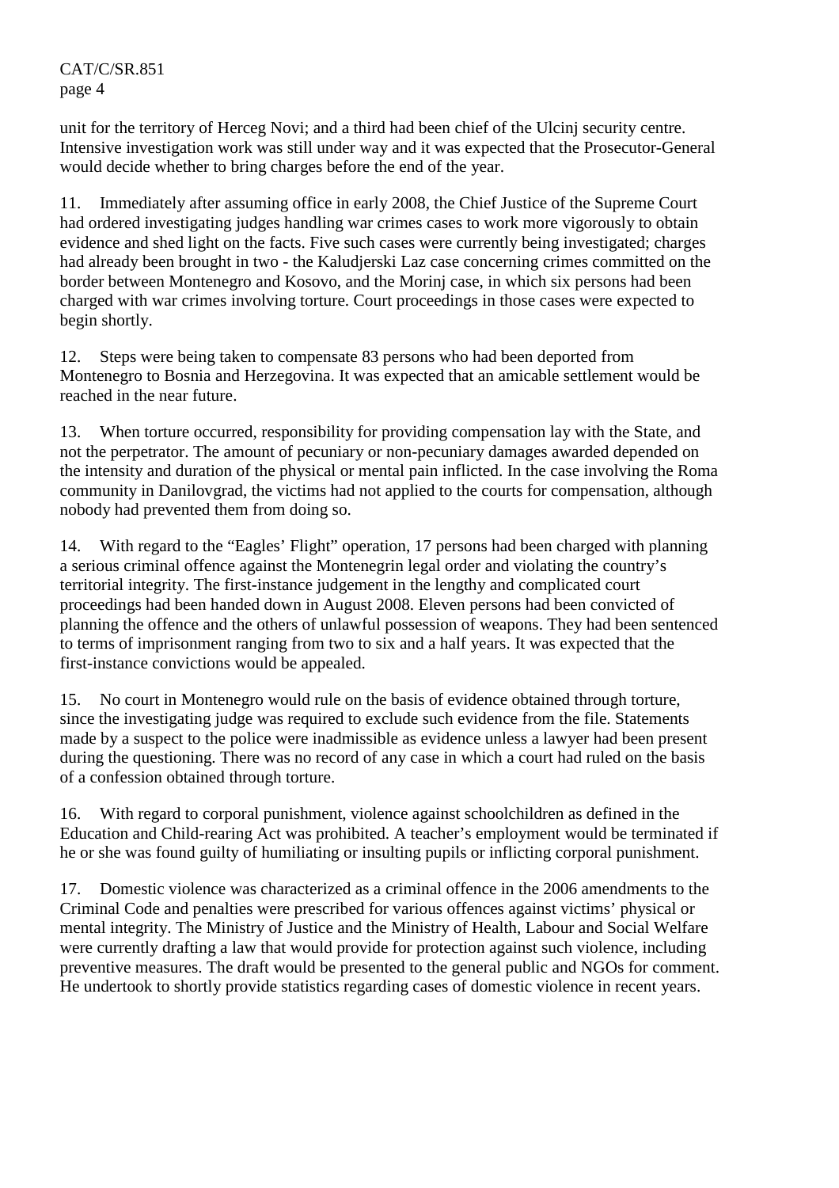unit for the territory of Herceg Novi; and a third had been chief of the Ulcinj security centre. Intensive investigation work was still under way and it was expected that the Prosecutor-General would decide whether to bring charges before the end of the year.

11. Immediately after assuming office in early 2008, the Chief Justice of the Supreme Court had ordered investigating judges handling war crimes cases to work more vigorously to obtain evidence and shed light on the facts. Five such cases were currently being investigated; charges had already been brought in two - the Kaludjerski Laz case concerning crimes committed on the border between Montenegro and Kosovo, and the Morinj case, in which six persons had been charged with war crimes involving torture. Court proceedings in those cases were expected to begin shortly.

12. Steps were being taken to compensate 83 persons who had been deported from Montenegro to Bosnia and Herzegovina. It was expected that an amicable settlement would be reached in the near future.

13. When torture occurred, responsibility for providing compensation lay with the State, and not the perpetrator. The amount of pecuniary or non-pecuniary damages awarded depended on the intensity and duration of the physical or mental pain inflicted. In the case involving the Roma community in Danilovgrad, the victims had not applied to the courts for compensation, although nobody had prevented them from doing so.

14. With regard to the "Eagles' Flight" operation, 17 persons had been charged with planning a serious criminal offence against the Montenegrin legal order and violating the country's territorial integrity. The first-instance judgement in the lengthy and complicated court proceedings had been handed down in August 2008. Eleven persons had been convicted of planning the offence and the others of unlawful possession of weapons. They had been sentenced to terms of imprisonment ranging from two to six and a half years. It was expected that the first-instance convictions would be appealed.

15. No court in Montenegro would rule on the basis of evidence obtained through torture, since the investigating judge was required to exclude such evidence from the file. Statements made by a suspect to the police were inadmissible as evidence unless a lawyer had been present during the questioning. There was no record of any case in which a court had ruled on the basis of a confession obtained through torture.

16. With regard to corporal punishment, violence against schoolchildren as defined in the Education and Child-rearing Act was prohibited. A teacher's employment would be terminated if he or she was found guilty of humiliating or insulting pupils or inflicting corporal punishment.

17. Domestic violence was characterized as a criminal offence in the 2006 amendments to the Criminal Code and penalties were prescribed for various offences against victims' physical or mental integrity. The Ministry of Justice and the Ministry of Health, Labour and Social Welfare were currently drafting a law that would provide for protection against such violence, including preventive measures. The draft would be presented to the general public and NGOs for comment. He undertook to shortly provide statistics regarding cases of domestic violence in recent years.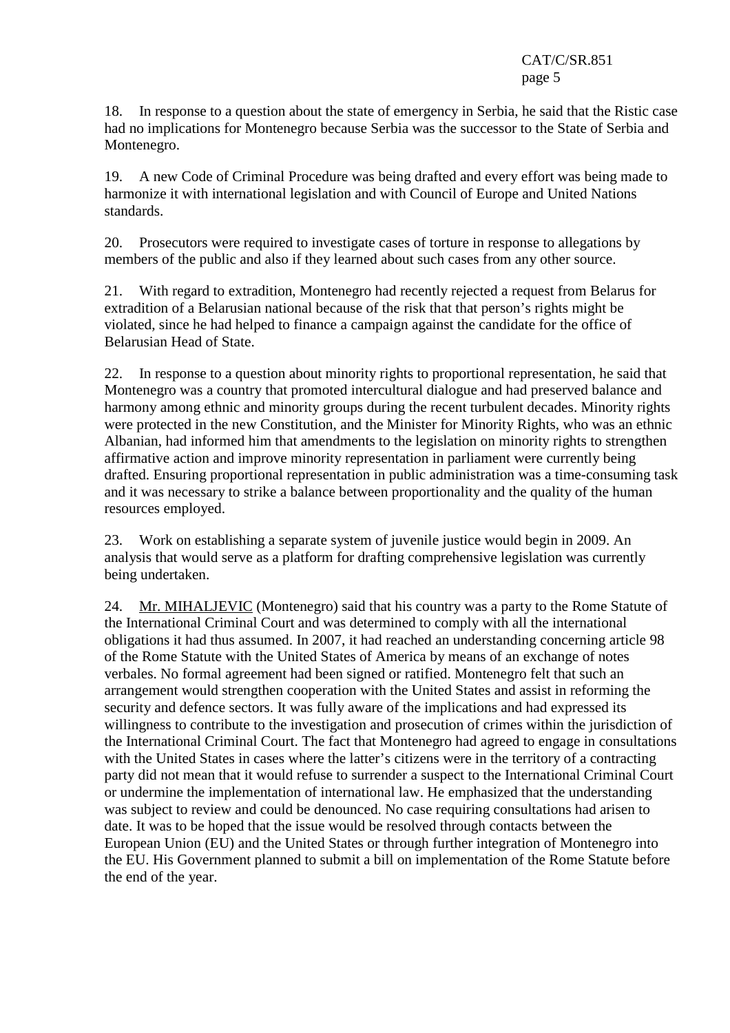18. In response to a question about the state of emergency in Serbia, he said that the Ristic case had no implications for Montenegro because Serbia was the successor to the State of Serbia and Montenegro.

19. A new Code of Criminal Procedure was being drafted and every effort was being made to harmonize it with international legislation and with Council of Europe and United Nations standards.

20. Prosecutors were required to investigate cases of torture in response to allegations by members of the public and also if they learned about such cases from any other source.

21. With regard to extradition, Montenegro had recently rejected a request from Belarus for extradition of a Belarusian national because of the risk that that person's rights might be violated, since he had helped to finance a campaign against the candidate for the office of Belarusian Head of State.

22. In response to a question about minority rights to proportional representation, he said that Montenegro was a country that promoted intercultural dialogue and had preserved balance and harmony among ethnic and minority groups during the recent turbulent decades. Minority rights were protected in the new Constitution, and the Minister for Minority Rights, who was an ethnic Albanian, had informed him that amendments to the legislation on minority rights to strengthen affirmative action and improve minority representation in parliament were currently being drafted. Ensuring proportional representation in public administration was a time-consuming task and it was necessary to strike a balance between proportionality and the quality of the human resources employed.

23. Work on establishing a separate system of juvenile justice would begin in 2009. An analysis that would serve as a platform for drafting comprehensive legislation was currently being undertaken.

24. Mr. MIHALJEVIC (Montenegro) said that his country was a party to the Rome Statute of the International Criminal Court and was determined to comply with all the international obligations it had thus assumed. In 2007, it had reached an understanding concerning article 98 of the Rome Statute with the United States of America by means of an exchange of notes verbales. No formal agreement had been signed or ratified. Montenegro felt that such an arrangement would strengthen cooperation with the United States and assist in reforming the security and defence sectors. It was fully aware of the implications and had expressed its willingness to contribute to the investigation and prosecution of crimes within the jurisdiction of the International Criminal Court. The fact that Montenegro had agreed to engage in consultations with the United States in cases where the latter's citizens were in the territory of a contracting party did not mean that it would refuse to surrender a suspect to the International Criminal Court or undermine the implementation of international law. He emphasized that the understanding was subject to review and could be denounced. No case requiring consultations had arisen to date. It was to be hoped that the issue would be resolved through contacts between the European Union (EU) and the United States or through further integration of Montenegro into the EU. His Government planned to submit a bill on implementation of the Rome Statute before the end of the year.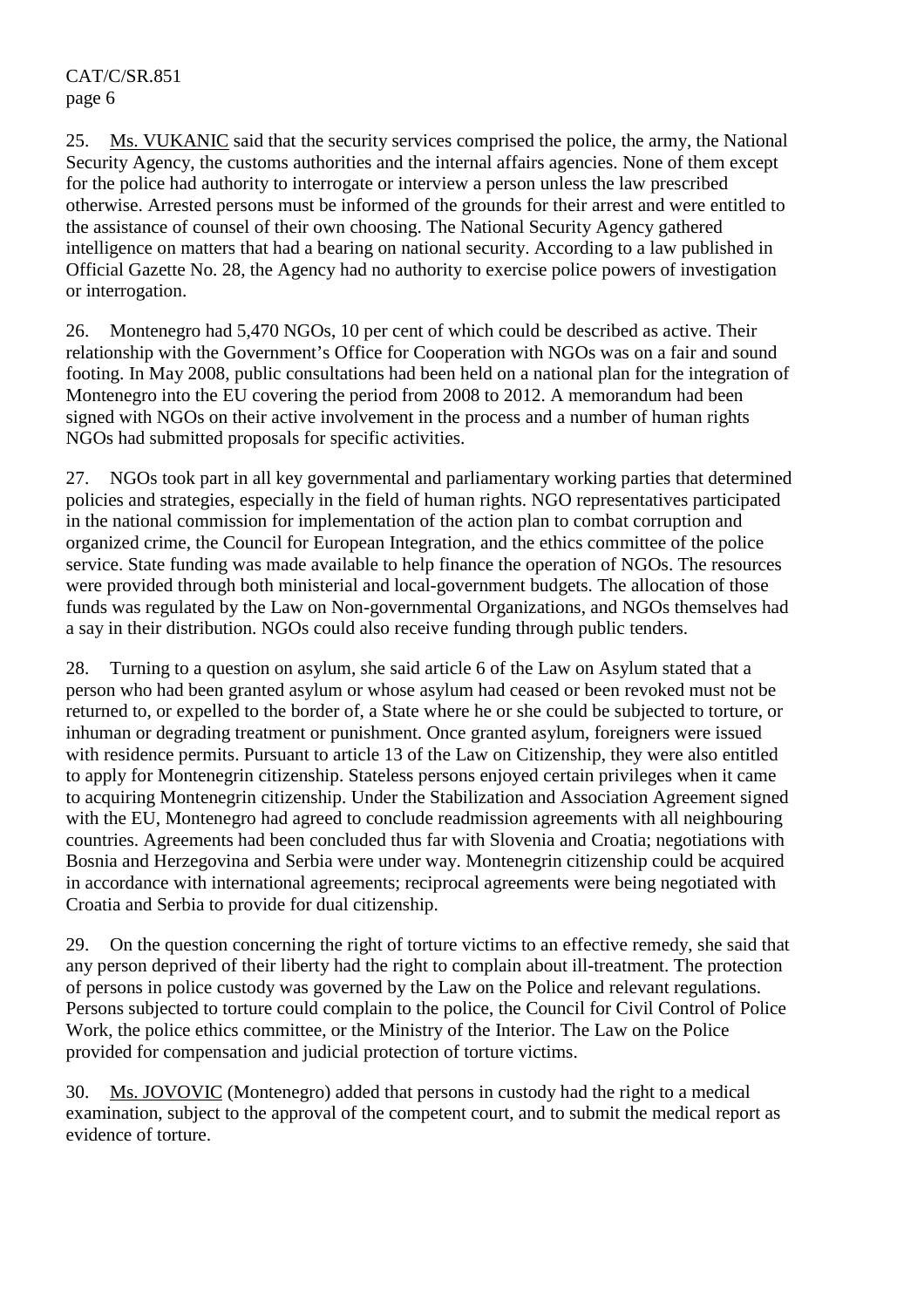25. Ms. VUKANIC said that the security services comprised the police, the army, the National Security Agency, the customs authorities and the internal affairs agencies. None of them except for the police had authority to interrogate or interview a person unless the law prescribed otherwise. Arrested persons must be informed of the grounds for their arrest and were entitled to the assistance of counsel of their own choosing. The National Security Agency gathered intelligence on matters that had a bearing on national security. According to a law published in Official Gazette No. 28, the Agency had no authority to exercise police powers of investigation or interrogation.

26. Montenegro had 5,470 NGOs, 10 per cent of which could be described as active. Their relationship with the Government's Office for Cooperation with NGOs was on a fair and sound footing. In May 2008, public consultations had been held on a national plan for the integration of Montenegro into the EU covering the period from 2008 to 2012. A memorandum had been signed with NGOs on their active involvement in the process and a number of human rights NGOs had submitted proposals for specific activities.

27. NGOs took part in all key governmental and parliamentary working parties that determined policies and strategies, especially in the field of human rights. NGO representatives participated in the national commission for implementation of the action plan to combat corruption and organized crime, the Council for European Integration, and the ethics committee of the police service. State funding was made available to help finance the operation of NGOs. The resources were provided through both ministerial and local-government budgets. The allocation of those funds was regulated by the Law on Non-governmental Organizations, and NGOs themselves had a say in their distribution. NGOs could also receive funding through public tenders.

28. Turning to a question on asylum, she said article 6 of the Law on Asylum stated that a person who had been granted asylum or whose asylum had ceased or been revoked must not be returned to, or expelled to the border of, a State where he or she could be subjected to torture, or inhuman or degrading treatment or punishment. Once granted asylum, foreigners were issued with residence permits. Pursuant to article 13 of the Law on Citizenship, they were also entitled to apply for Montenegrin citizenship. Stateless persons enjoyed certain privileges when it came to acquiring Montenegrin citizenship. Under the Stabilization and Association Agreement signed with the EU, Montenegro had agreed to conclude readmission agreements with all neighbouring countries. Agreements had been concluded thus far with Slovenia and Croatia; negotiations with Bosnia and Herzegovina and Serbia were under way. Montenegrin citizenship could be acquired in accordance with international agreements; reciprocal agreements were being negotiated with Croatia and Serbia to provide for dual citizenship.

29. On the question concerning the right of torture victims to an effective remedy, she said that any person deprived of their liberty had the right to complain about ill-treatment. The protection of persons in police custody was governed by the Law on the Police and relevant regulations. Persons subjected to torture could complain to the police, the Council for Civil Control of Police Work, the police ethics committee, or the Ministry of the Interior. The Law on the Police provided for compensation and judicial protection of torture victims.

30. Ms. JOVOVIC (Montenegro) added that persons in custody had the right to a medical examination, subject to the approval of the competent court, and to submit the medical report as evidence of torture.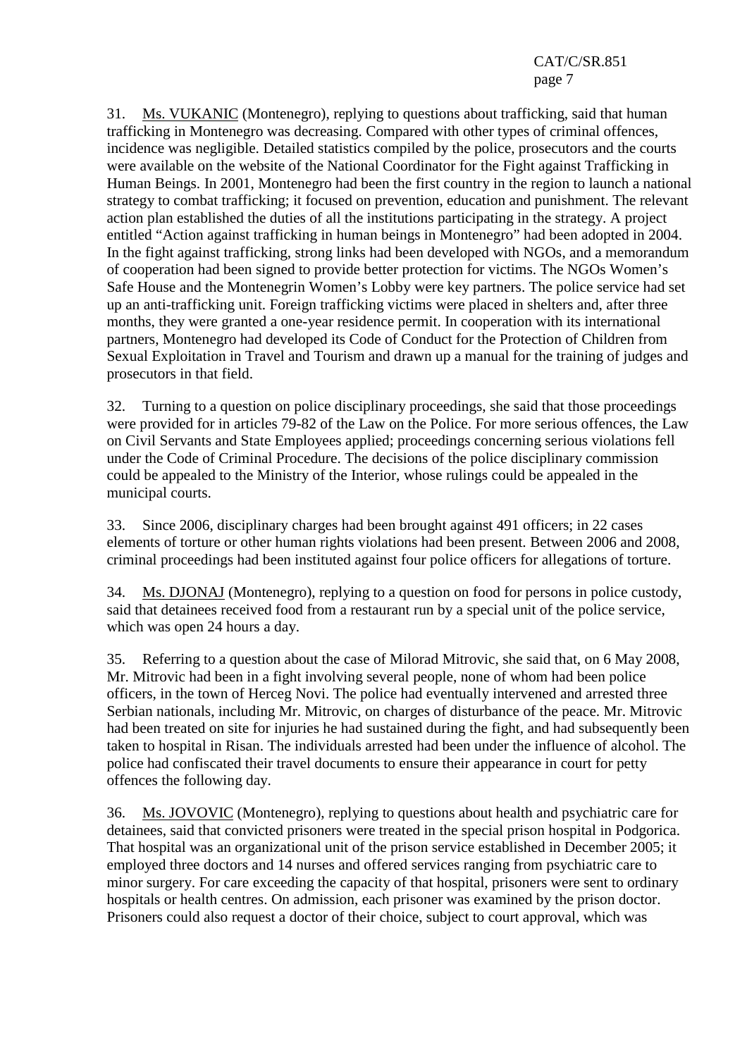31. Ms. VUKANIC (Montenegro), replying to questions about trafficking, said that human trafficking in Montenegro was decreasing. Compared with other types of criminal offences, incidence was negligible. Detailed statistics compiled by the police, prosecutors and the courts were available on the website of the National Coordinator for the Fight against Trafficking in Human Beings. In 2001, Montenegro had been the first country in the region to launch a national strategy to combat trafficking; it focused on prevention, education and punishment. The relevant action plan established the duties of all the institutions participating in the strategy. A project entitled "Action against trafficking in human beings in Montenegro" had been adopted in 2004. In the fight against trafficking, strong links had been developed with NGOs, and a memorandum of cooperation had been signed to provide better protection for victims. The NGOs Women's Safe House and the Montenegrin Women's Lobby were key partners. The police service had set up an anti-trafficking unit. Foreign trafficking victims were placed in shelters and, after three months, they were granted a one-year residence permit. In cooperation with its international partners, Montenegro had developed its Code of Conduct for the Protection of Children from Sexual Exploitation in Travel and Tourism and drawn up a manual for the training of judges and prosecutors in that field.

32. Turning to a question on police disciplinary proceedings, she said that those proceedings were provided for in articles 79-82 of the Law on the Police. For more serious offences, the Law on Civil Servants and State Employees applied; proceedings concerning serious violations fell under the Code of Criminal Procedure. The decisions of the police disciplinary commission could be appealed to the Ministry of the Interior, whose rulings could be appealed in the municipal courts.

33. Since 2006, disciplinary charges had been brought against 491 officers; in 22 cases elements of torture or other human rights violations had been present. Between 2006 and 2008, criminal proceedings had been instituted against four police officers for allegations of torture.

34. Ms. DJONAJ (Montenegro), replying to a question on food for persons in police custody, said that detainees received food from a restaurant run by a special unit of the police service, which was open 24 hours a day.

35. Referring to a question about the case of Milorad Mitrovic, she said that, on 6 May 2008, Mr. Mitrovic had been in a fight involving several people, none of whom had been police officers, in the town of Herceg Novi. The police had eventually intervened and arrested three Serbian nationals, including Mr. Mitrovic, on charges of disturbance of the peace. Mr. Mitrovic had been treated on site for injuries he had sustained during the fight, and had subsequently been taken to hospital in Risan. The individuals arrested had been under the influence of alcohol. The police had confiscated their travel documents to ensure their appearance in court for petty offences the following day.

36. Ms. JOVOVIC (Montenegro), replying to questions about health and psychiatric care for detainees, said that convicted prisoners were treated in the special prison hospital in Podgorica. That hospital was an organizational unit of the prison service established in December 2005; it employed three doctors and 14 nurses and offered services ranging from psychiatric care to minor surgery. For care exceeding the capacity of that hospital, prisoners were sent to ordinary hospitals or health centres. On admission, each prisoner was examined by the prison doctor. Prisoners could also request a doctor of their choice, subject to court approval, which was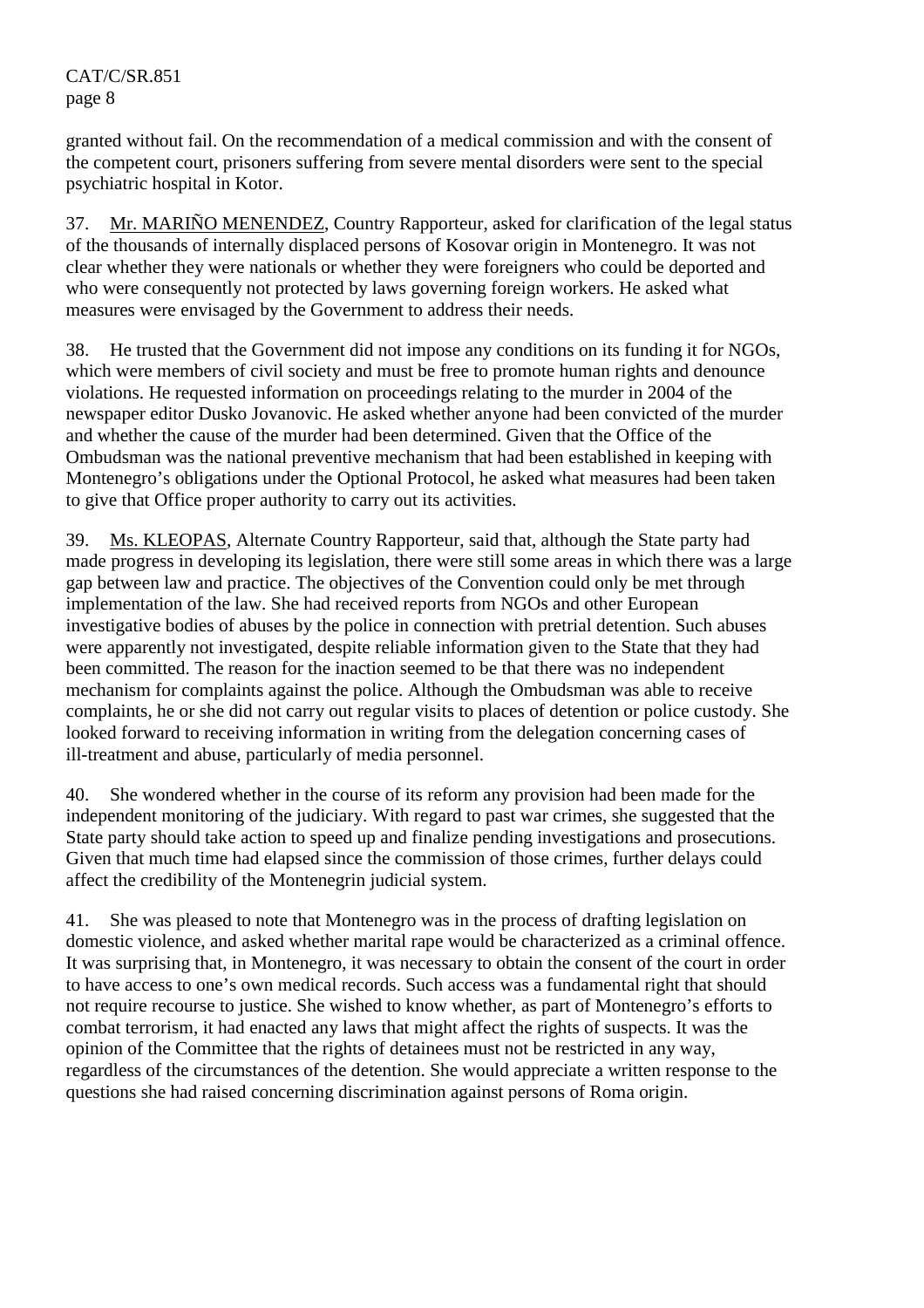granted without fail. On the recommendation of a medical commission and with the consent of the competent court, prisoners suffering from severe mental disorders were sent to the special psychiatric hospital in Kotor.

37. Mr. MARIÑO MENENDEZ, Country Rapporteur, asked for clarification of the legal status of the thousands of internally displaced persons of Kosovar origin in Montenegro. It was not clear whether they were nationals or whether they were foreigners who could be deported and who were consequently not protected by laws governing foreign workers. He asked what measures were envisaged by the Government to address their needs.

38. He trusted that the Government did not impose any conditions on its funding it for NGOs, which were members of civil society and must be free to promote human rights and denounce violations. He requested information on proceedings relating to the murder in 2004 of the newspaper editor Dusko Jovanovic. He asked whether anyone had been convicted of the murder and whether the cause of the murder had been determined. Given that the Office of the Ombudsman was the national preventive mechanism that had been established in keeping with Montenegro's obligations under the Optional Protocol, he asked what measures had been taken to give that Office proper authority to carry out its activities.

39. Ms. KLEOPAS, Alternate Country Rapporteur, said that, although the State party had made progress in developing its legislation, there were still some areas in which there was a large gap between law and practice. The objectives of the Convention could only be met through implementation of the law. She had received reports from NGOs and other European investigative bodies of abuses by the police in connection with pretrial detention. Such abuses were apparently not investigated, despite reliable information given to the State that they had been committed. The reason for the inaction seemed to be that there was no independent mechanism for complaints against the police. Although the Ombudsman was able to receive complaints, he or she did not carry out regular visits to places of detention or police custody. She looked forward to receiving information in writing from the delegation concerning cases of ill-treatment and abuse, particularly of media personnel.

40. She wondered whether in the course of its reform any provision had been made for the independent monitoring of the judiciary. With regard to past war crimes, she suggested that the State party should take action to speed up and finalize pending investigations and prosecutions. Given that much time had elapsed since the commission of those crimes, further delays could affect the credibility of the Montenegrin judicial system.

41. She was pleased to note that Montenegro was in the process of drafting legislation on domestic violence, and asked whether marital rape would be characterized as a criminal offence. It was surprising that, in Montenegro, it was necessary to obtain the consent of the court in order to have access to one's own medical records. Such access was a fundamental right that should not require recourse to justice. She wished to know whether, as part of Montenegro's efforts to combat terrorism, it had enacted any laws that might affect the rights of suspects. It was the opinion of the Committee that the rights of detainees must not be restricted in any way, regardless of the circumstances of the detention. She would appreciate a written response to the questions she had raised concerning discrimination against persons of Roma origin.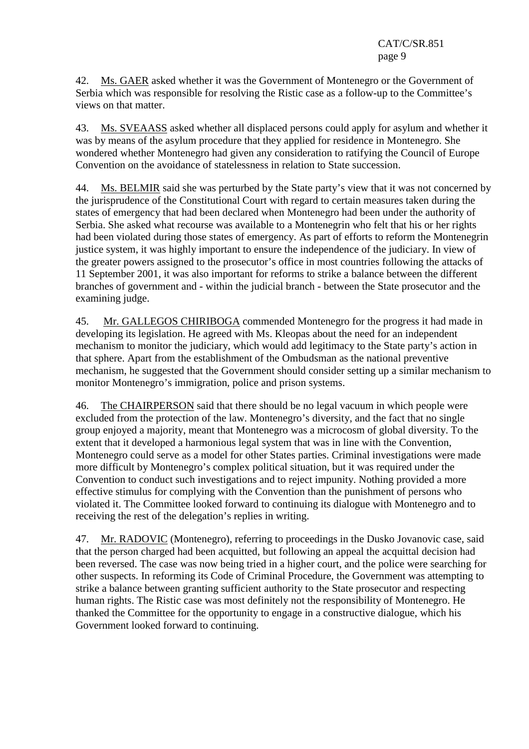42. Ms. GAER asked whether it was the Government of Montenegro or the Government of Serbia which was responsible for resolving the Ristic case as a follow-up to the Committee's views on that matter.

43. Ms. SVEAASS asked whether all displaced persons could apply for asylum and whether it was by means of the asylum procedure that they applied for residence in Montenegro. She wondered whether Montenegro had given any consideration to ratifying the Council of Europe Convention on the avoidance of statelessness in relation to State succession.

44. Ms. BELMIR said she was perturbed by the State party's view that it was not concerned by the jurisprudence of the Constitutional Court with regard to certain measures taken during the states of emergency that had been declared when Montenegro had been under the authority of Serbia. She asked what recourse was available to a Montenegrin who felt that his or her rights had been violated during those states of emergency. As part of efforts to reform the Montenegrin justice system, it was highly important to ensure the independence of the judiciary. In view of the greater powers assigned to the prosecutor's office in most countries following the attacks of 11 September 2001, it was also important for reforms to strike a balance between the different branches of government and - within the judicial branch - between the State prosecutor and the examining judge.

45. Mr. GALLEGOS CHIRIBOGA commended Montenegro for the progress it had made in developing its legislation. He agreed with Ms. Kleopas about the need for an independent mechanism to monitor the judiciary, which would add legitimacy to the State party's action in that sphere. Apart from the establishment of the Ombudsman as the national preventive mechanism, he suggested that the Government should consider setting up a similar mechanism to monitor Montenegro's immigration, police and prison systems.

46. The CHAIRPERSON said that there should be no legal vacuum in which people were excluded from the protection of the law. Montenegro's diversity, and the fact that no single group enjoyed a majority, meant that Montenegro was a microcosm of global diversity. To the extent that it developed a harmonious legal system that was in line with the Convention, Montenegro could serve as a model for other States parties. Criminal investigations were made more difficult by Montenegro's complex political situation, but it was required under the Convention to conduct such investigations and to reject impunity. Nothing provided a more effective stimulus for complying with the Convention than the punishment of persons who violated it. The Committee looked forward to continuing its dialogue with Montenegro and to receiving the rest of the delegation's replies in writing.

47. Mr. RADOVIC (Montenegro), referring to proceedings in the Dusko Jovanovic case, said that the person charged had been acquitted, but following an appeal the acquittal decision had been reversed. The case was now being tried in a higher court, and the police were searching for other suspects. In reforming its Code of Criminal Procedure, the Government was attempting to strike a balance between granting sufficient authority to the State prosecutor and respecting human rights. The Ristic case was most definitely not the responsibility of Montenegro. He thanked the Committee for the opportunity to engage in a constructive dialogue, which his Government looked forward to continuing.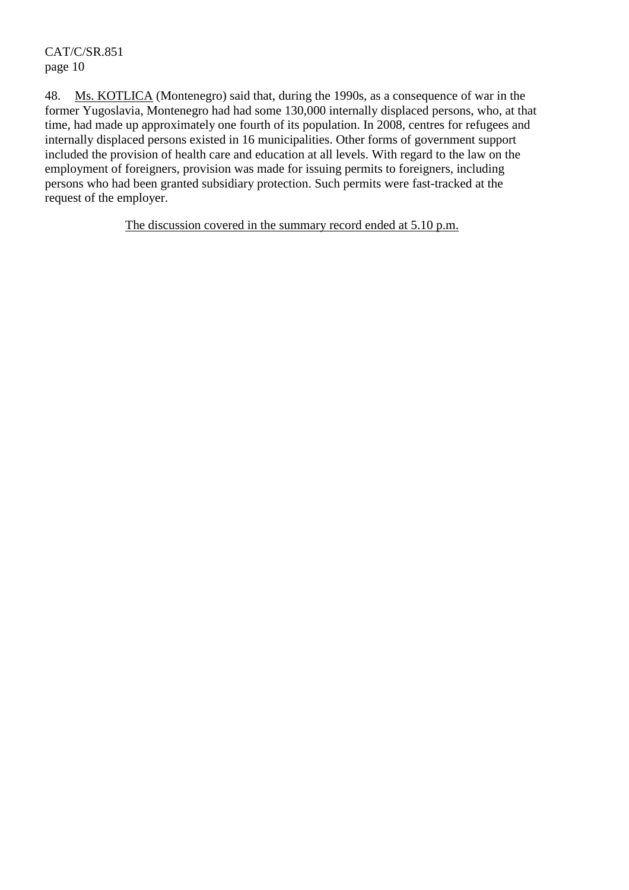48. Ms. KOTLICA (Montenegro) said that, during the 1990s, as a consequence of war in the former Yugoslavia, Montenegro had had some 130,000 internally displaced persons, who, at that time, had made up approximately one fourth of its population. In 2008, centres for refugees and internally displaced persons existed in 16 municipalities. Other forms of government support included the provision of health care and education at all levels. With regard to the law on the employment of foreigners, provision was made for issuing permits to foreigners, including persons who had been granted subsidiary protection. Such permits were fast-tracked at the request of the employer.

The discussion covered in the summary record ended at 5.10 p.m.